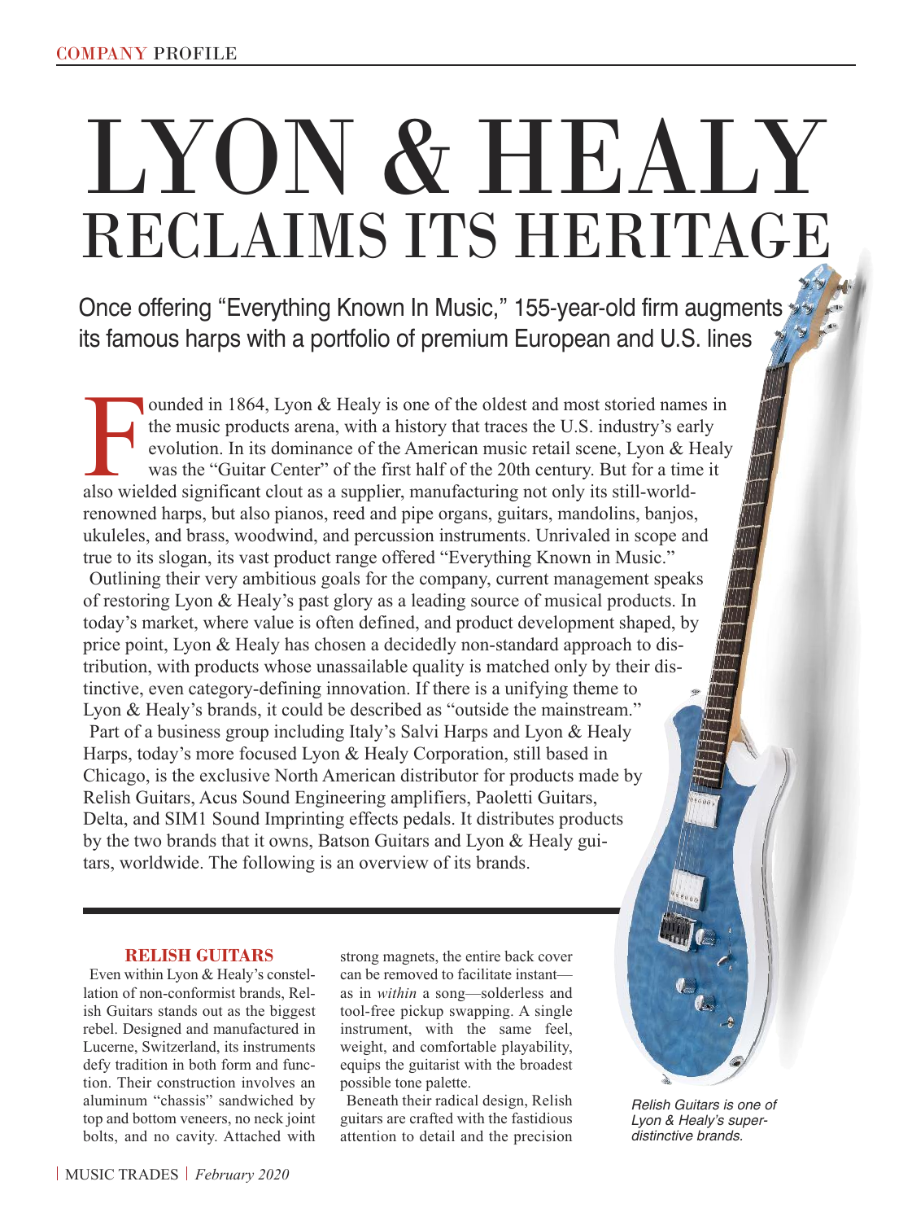# LYON & HEALY RECLAIMS ITS HERITAGE

Once offering "Everything Known In Music," 155-year-old firm augments its famous harps with a portfolio of premium European and U.S. lines

Founded in 1864, Lyon & Healy is one of the oldest and most storied names in the music products arena, with a history that traces the U.S. industry's early evolution. In its dominance of the American music retail scene, Lyon & Healy was the "Guitar Center" of the first half of the 20th century. But for a time it also wielded significant clout as a supplier, manufacturing not only its still-world-renowned harps, but also pianos, reed and pipe organs, guitars, mandolins, banjos, ukuleles, and brass, woodwind, and percussion instruments. Unrivaled in scope and true to its slogan, its vast product range offered "Everything Known in Music."

Outlining their very ambitious goals for the company, current management speaks of restoring Lyon & Healy's past glory as a leading source of musical products. In today's market, where value is often defined, and product development shaped, by price point, Lyon & Healy has chosen a decidedly non-standard approach to distribution, with products whose unassailable quality is matched only by their distinctive, even category-defining innovation. If there is a unifying theme to Lyon & Healy's brands, it could be described as "outside the mainstream."

Part of a business group including Italy's Salvi Harps and Lyon & Healy Harps, today's more focused Lyon & Healy Corporation, still based in Chicago, is the exclusive North American distributor for products made by Relish Guitars, Acus Sound Engineering amplifiers, Paoletti Guitars, Delta, and SIM1 Sound Imprinting effects pedals. It distributes products by the two brands that it owns, Batson Guitars and Lyon & Healy guitars, worldwide. The following is an overview of its brands.

## RELISH GUITARS

Even within Lyon & Healy's constellation of non-conformist brands, Relish Guitars stands out as the biggest rebel. Designed and manufactured in Lucerne, Switzerland, its instruments defy tradition in both form and function. Their construction involves an aluminum "chassis" sandwiched by top and bottom veneers, no neck joint bolts, and no cavity. Attached with strong magnets, the entire back cover can be removed to facilitate instant—as in *within* a song—solderless and tool-free pickup swapping. A single instrument, with the same feel, weight, and comfortable playability, equips the guitarist with the broadest possible tone palette.

Beneath their radical design, Relish guitars are crafted with the fastidious attention to detail and the precision

*Relish Guitars is one of Lyon & Healy's super-distinctive brands.*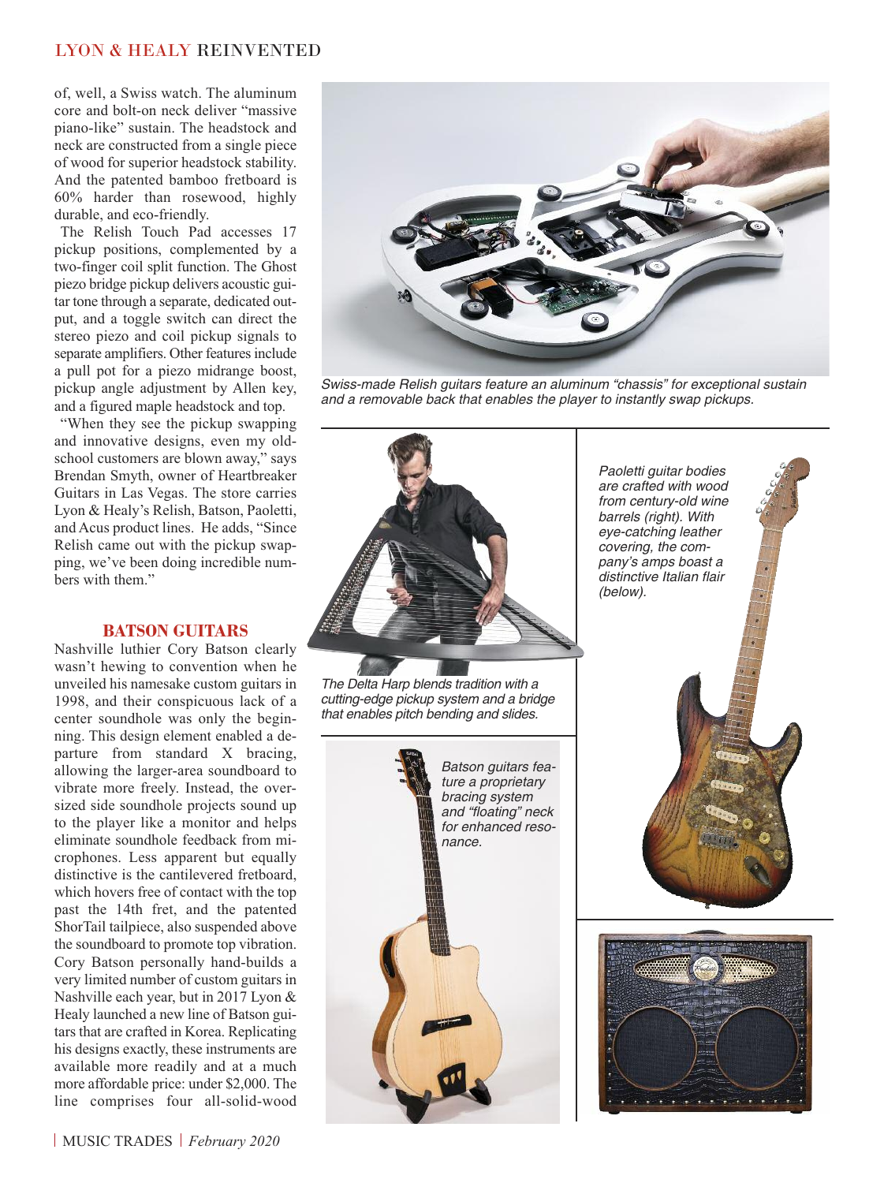of, well, a Swiss watch. The aluminum core and bolt-on neck deliver "massive piano-like" sustain. The headstock and neck are constructed from a single piece of wood for superior headstock stability. And the patented bamboo fretboard is 60% harder than rosewood, highly durable, and eco-friendly.

The Relish Touch Pad accesses 17 pickup positions, complemented by a two-finger coil split function. The Ghost piezo bridge pickup delivers acoustic guitar tone through a separate, dedicated output, and a toggle switch can direct the stereo piezo and coil pickup signals to separate amplifiers. Other features include a pull pot for a piezo midrange boost, pickup angle adjustment by Allen key, and a figured maple headstock and top.

"When they see the pickup swapping and innovative designs, even my old-school customers are blown away," says Brendan Smyth, owner of Heartbreaker Guitars in Las Vegas. The store carries Lyon & Healy's Relish, Batson, Paoletti, and Acus product lines. He adds, "Since Relish came out with the pickup swapping, we've been doing incredible numbers with them."

*Swiss-made Relish guitars feature an aluminum "chassis" for exceptional sustain and a removable back that enables the player to instantly swap pickups.*

## BATSON GUITARS

Nashville luthier Cory Batson clearly wasn't hewing to convention when he unveiled his namesake custom guitars in 1998, and their conspicuous lack of a center soundhole was only the beginning. This design element enabled a departure from standard X bracing, allowing the larger-area soundboard to vibrate more freely. Instead, the oversized side soundhole projects sound up to the player like a monitor and helps eliminate soundhole feedback from microphones. Less apparent but equally distinctive is the cantilevered fretboard, which hovers free of contact with the top past the 14th fret, and the patented ShorTail tailpiece, also suspended above the soundboard to promote top vibration. Cory Batson personally hand-builds a very limited number of custom guitars in Nashville each year, but in 2017 Lyon & Healy launched a new line of Batson guitars that are crafted in Korea. Replicating his designs exactly, these instruments are available more readily and at a much more affordable price: under $2,000. The line comprises four all-solid-wood

*The Delta Harp blends tradition with a cutting-edge pickup system and a bridge that enables pitch bending and slides.*

*Batson guitars feature a proprietary bracing system and "floating" neck for enhanced resonance.*

*Paoletti guitar bodies are crafted with wood from century-old wine barrels (right). With eye-catching leather covering, the company's amps boast a distinctive Italian flair (below).*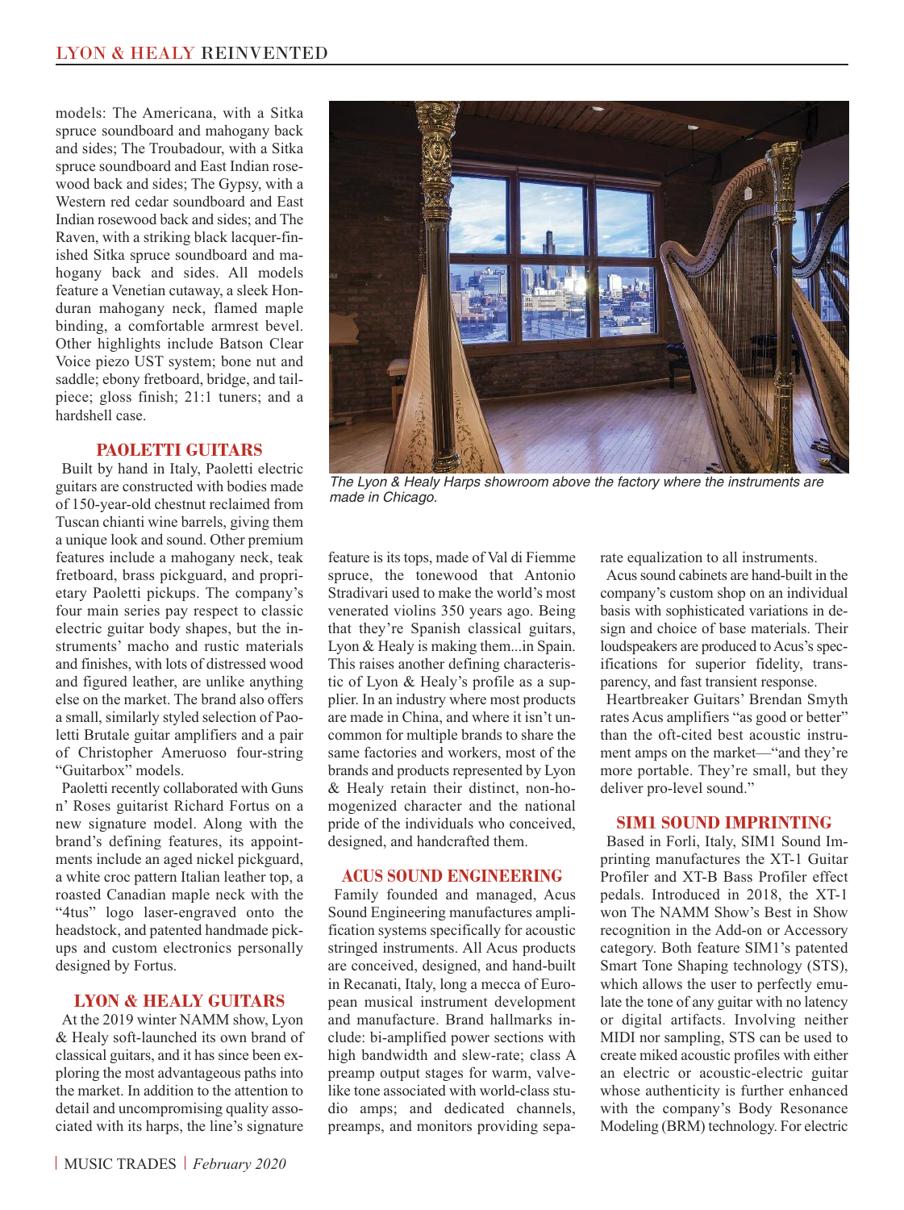models: The Americana, with a Sitka spruce soundboard and mahogany back and sides; The Troubadour, with a Sitka spruce soundboard and East Indian rosewood back and sides; The Gypsy, with a Western red cedar soundboard and East Indian rosewood back and sides; and The Raven, with a striking black lacquer-finished Sitka spruce soundboard and mahogany back and sides. All models feature a Venetian cutaway, a sleek Honduran mahogany neck, flamed maple binding, a comfortable armrest bevel. Other highlights include Batson Clear Voice piezo UST system; bone nut and saddle; ebony fretboard, bridge, and tailpiece; gloss finish; 21:1 tuners; and a hardshell case.

## PAOLETTI GUITARS

Built by hand in Italy, Paoletti electric guitars are constructed with bodies made of 150-year-old chestnut reclaimed from Tuscan chianti wine barrels, giving them a unique look and sound. Other premium features include a mahogany neck, teak fretboard, brass pickguard, and proprietary Paoletti pickups. The company's four main series pay respect to classic electric guitar body shapes, but the instruments' macho and rustic materials and finishes, with lots of distressed wood and figured leather, are unlike anything else on the market. The brand also offers a small, similarly styled selection of Paoletti Brutale guitar amplifiers and a pair of Christopher Ameruoso four-string "Guitarbox" models.

Paoletti recently collaborated with Guns n' Roses guitarist Richard Fortus on a new signature model. Along with the brand's defining features, its appointments include an aged nickel pickguard, a white croc pattern Italian leather top, a roasted Canadian maple neck with the "4tus" logo laser-engraved onto the headstock, and patented handmade pickups and custom electronics personally designed by Fortus.

## LYON & HEALY GUITARS

At the 2019 winter NAMM show, Lyon & Healy soft-launched its own brand of classical guitars, and it has since been exploring the most advantageous paths into the market. In addition to the attention to detail and uncompromising quality associated with its harps, the line's signature feature is its tops, made of Val di Fiemme spruce, the tonewood that Antonio Stradivari used to make the world's most venerated violins 350 years ago. Being that they're Spanish classical guitars, Lyon & Healy is making them...in Spain. This raises another defining characteristic of Lyon & Healy's profile as a supplier. In an industry where most products are made in China, and where it isn't uncommon for multiple brands to share the same factories and workers, most of the brands and products represented by Lyon & Healy retain their distinct, non-homogenized character and the national pride of the individuals who conceived, designed, and handcrafted them.

*The Lyon & Healy Harps showroom above the factory where the instruments are made in Chicago.*

## ACUS SOUND ENGINEERING

Family founded and managed, Acus Sound Engineering manufactures amplification systems specifically for acoustic stringed instruments. All Acus products are conceived, designed, and hand-built in Recanati, Italy, long a mecca of European musical instrument development and manufacture. Brand hallmarks include: bi-amplified power sections with high bandwidth and slew-rate; class A preamp output stages for warm, valve-like tone associated with world-class studio amps; and dedicated channels, preamps, and monitors providing separate equalization to all instruments.

Acus sound cabinets are hand-built in the company's custom shop on an individual basis with sophisticated variations in design and choice of base materials. Their loudspeakers are produced to Acus's specifications for superior fidelity, transparency, and fast transient response.

Heartbreaker Guitars' Brendan Smyth rates Acus amplifiers "as good or better" than the oft-cited best acoustic instrument amps on the market—"and they're more portable. They're small, but they deliver pro-level sound."

## SIM1 SOUND IMPRINTING

Based in Forlì, Italy, SIM1 Sound Imprinting manufactures the XT-1 Guitar Profiler and XT-B Bass Profiler effect pedals. Introduced in 2018, the XT-1 won The NAMM Show's Best in Show recognition in the Add-on or Accessory category. Both feature SIM1's patented Smart Tone Shaping technology (STS), which allows the user to perfectly emulate the tone of any guitar with no latency or digital artifacts. Involving neither MIDI nor sampling, STS can be used to create miked acoustic profiles with either an electric or acoustic-electric guitar whose authenticity is further enhanced with the company's Body Resonance Modeling (BRM) technology. For electric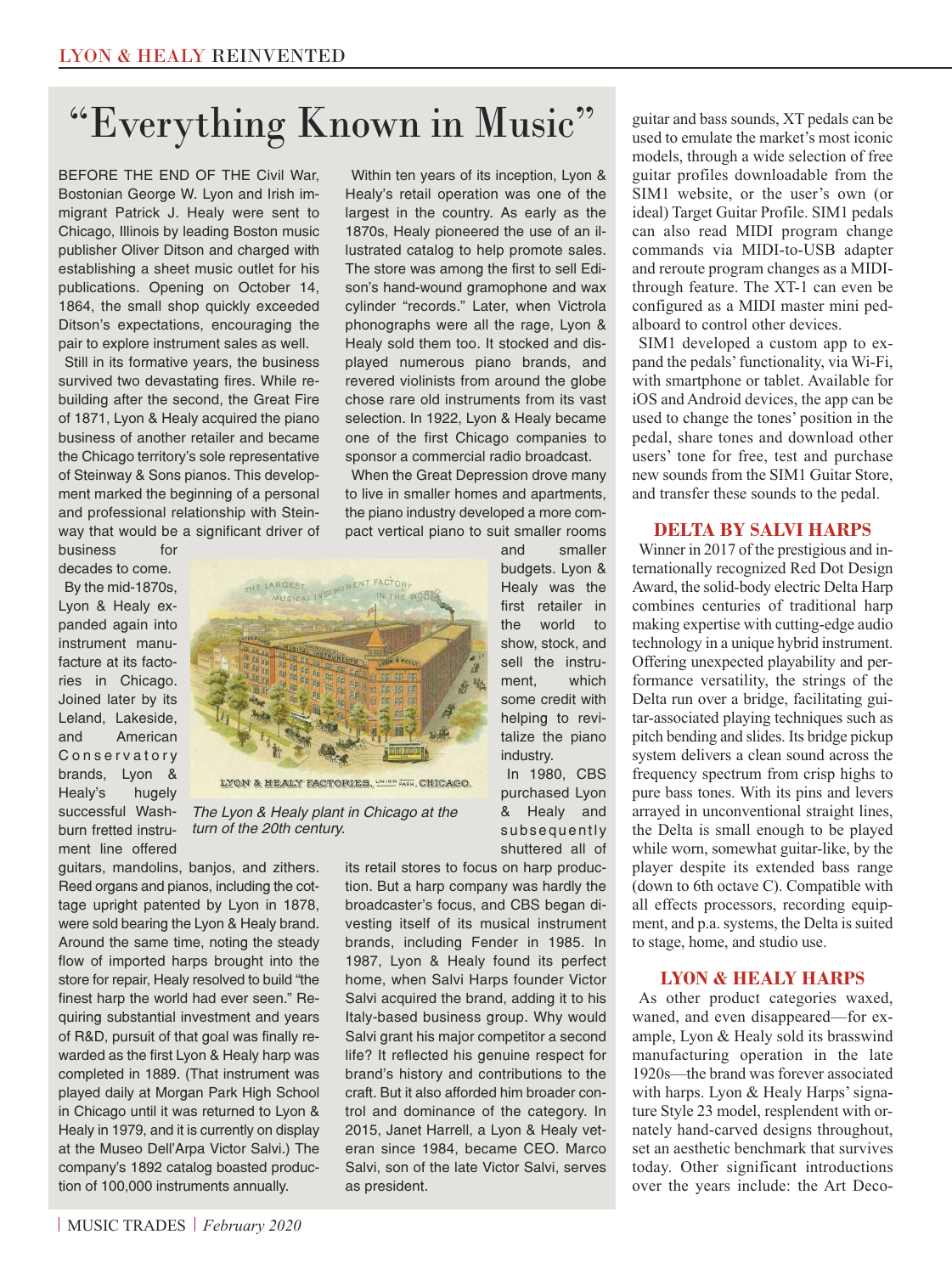# "Everything Known in Music"

BEFORE THE END OF THE Civil War, Bostonian George W. Lyon and Irish immigrant Patrick J. Healy were sent to Chicago, Illinois by leading Boston music publisher Oliver Ditson and charged with establishing a sheet music outlet for his publications. Opening on October 14, 1864, the small shop quickly exceeded Ditson's expectations, encouraging the pair to explore instrument sales as well.

Still in its formative years, the business survived two devastating fires. While rebuilding after the second, the Great Fire of 1871, Lyon & Healy acquired the piano business of another retailer and became the Chicago territory's sole representative of Steinway & Sons pianos. This development marked the beginning of a personal and professional relationship with Steinway that would be a significant driver of business for decades to come.

By the mid-1870s, Lyon & Healy expanded again into instrument manufacture at its factories in Chicago. Joined later by its Leland, Lakeside, and American Conservatory brands, Lyon & Healy's hugely successful Washburn fretted instrument line offered guitars, mandolins, banjos, and zithers. Reed organs and pianos, including the cottage upright patented by Lyon in 1878, were sold bearing the Lyon & Healy brand. Around the same time, noting the steady flow of imported harps brought into the store for repair, Healy resolved to build "the finest harp the world had ever seen." Requiring substantial investment and years of R&D, pursuit of that goal was finally rewarded as the first Lyon & Healy harp was completed in 1889. (That instrument was played daily at Morgan Park High School in Chicago until it was returned to Lyon & Healy in 1979, and it is currently on display at the Museo Dell'Arpa Victor Salvi.) The company's 1892 catalog boasted production of 100,000 instruments annually.

*The Lyon & Healy plant in Chicago at the turn of the 20th century.*

Within ten years of its inception, Lyon & Healy's retail operation was one of the largest in the country. As early as the 1870s, Healy pioneered the use of an illustrated catalog to help promote sales. The store was among the first to sell Edison's hand-wound gramophone and wax cylinder "records." Later, when Victrola phonographs were all the rage, Lyon & Healy sold them too. It stocked and displayed numerous piano brands, and revered violinists from around the globe chose rare old instruments from its vast selection. In 1922, Lyon & Healy became one of the first Chicago companies to sponsor a commercial radio broadcast.

When the Great Depression drove many to live in smaller homes and apartments, the piano industry developed a more compact vertical piano to suit smaller rooms and smaller budgets. Lyon & Healy was the first retailer in the world to show, stock, and sell the instrument, which some credit with helping to revitalize the piano industry.

In 1980, CBS purchased Lyon & Healy and subsequently shuttered all of its retail stores to focus on harp production. But a harp company was hardly the broadcaster's focus, and CBS began divesting itself of its musical instrument brands, including Fender in 1985. In 1987, Lyon & Healy found its perfect home, when Salvi Harps founder Victor Salvi acquired the brand, adding it to his Italy-based business group. Why would Salvi grant his major competitor a second life? It reflected his genuine respect for brand's history and contributions to the craft. But it also afforded him broader control and dominance of the category. In 2015, Janet Harrell, a Lyon & Healy veteran since 1984, became CEO. Marco Salvi, son of the late Victor Salvi, serves as president.

guitar and bass sounds, XT pedals can be used to emulate the market's most iconic models, through a wide selection of free guitar profiles downloadable from the SIM1 website, or the user's own (or ideal) Target Guitar Profile. SIM1 pedals can also read MIDI program change commands via MIDI-to-USB adapter and reroute program changes as a MIDI-through feature. The XT-1 can even be configured as a MIDI master mini pedalboard to control other devices.

SIM1 developed a custom app to expand the pedals' functionality, via Wi-Fi, with smartphone or tablet. Available for iOS and Android devices, the app can be used to change the tones' position in the pedal, share tones and download other users' tone for free, test and purchase new sounds from the SIM1 Guitar Store, and transfer these sounds to the pedal.

## DELTA BY SALVI HARPS

Winner in 2017 of the prestigious and internationally recognized Red Dot Design Award, the solid-body electric Delta Harp combines centuries of traditional harp making expertise with cutting-edge audio technology in a unique hybrid instrument. Offering unexpected playability and performance versatility, the strings of the Delta run over a bridge, facilitating guitar-associated playing techniques such as pitch bending and slides. Its bridge pickup system delivers a clean sound across the frequency spectrum from crisp highs to pure bass tones. With its pins and levers arrayed in unconventional straight lines, the Delta is small enough to be played while worn, somewhat guitar-like, by the player despite its extended bass range (down to 6th octave C). Compatible with all effects processors, recording equipment, and p.a. systems, the Delta is suited to stage, home, and studio use.

## LYON & HEALY HARPS

As other product categories waxed, waned, and even disappeared—for example, Lyon & Healy sold its brasswind manufacturing operation in the late 1920s—the brand was forever associated with harps. Lyon & Healy Harps' signature Style 23 model, resplendent with ornately hand-carved designs throughout, set an aesthetic benchmark that survives today. Other significant introductions over the years include: the Art Deco-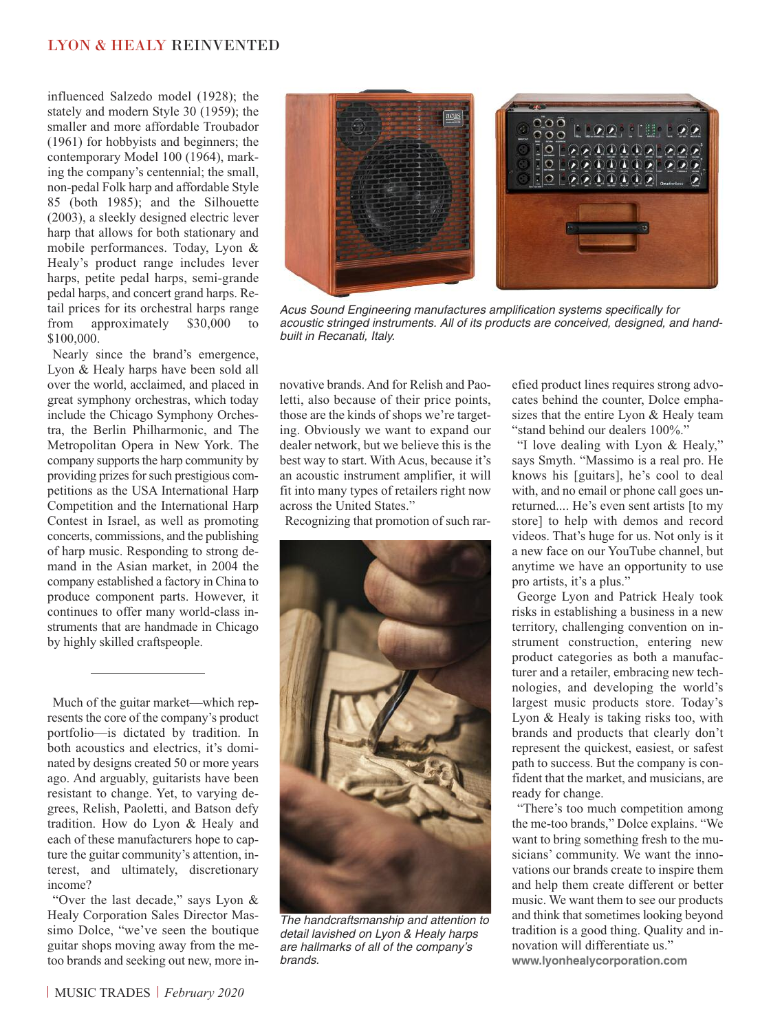influenced Salzedo model (1928); the stately and modern Style 30 (1959); the smaller and more affordable Troubador (1961) for hobbyists and beginners; the contemporary Model 100 (1964), marking the company's centennial; the small, non-pedal Folk harp and affordable Style 85 (both 1985); and the Silhouette (2003), a sleekly designed electric lever harp that allows for both stationary and mobile performances. Today, Lyon & Healy's product range includes lever harps, petite pedal harps, semi-grande pedal harps, and concert grand harps. Retail prices for its orchestral harps range from approximately $30,000 to $100,000.

Nearly since the brand's emergence, Lyon & Healy harps have been sold all over the world, acclaimed, and placed in great symphony orchestras, which today include the Chicago Symphony Orchestra, the Berlin Philharmonic, and The Metropolitan Opera in New York. The company supports the harp community by providing prizes for such prestigious competitions as the USA International Harp Competition and the International Harp Contest in Israel, as well as promoting concerts, commissions, and the publishing of harp music. Responding to strong demand in the Asian market, in 2004 the company established a factory in China to produce component parts. However, it continues to offer many world-class instruments that are handmade in Chicago by highly skilled craftspeople.

---

Much of the guitar market—which represents the core of the company's product portfolio—is dictated by tradition. In both acoustics and electrics, it's dominated by designs created 50 or more years ago. And arguably, guitarists have been resistant to change. Yet, to varying degrees, Relish, Paoletti, and Batson defy tradition. How do Lyon & Healy and each of these manufacturers hope to capture the guitar community's attention, interest, and ultimately, discretionary income?

"Over the last decade," says Lyon & Healy Corporation Sales Director Massimo Dolce, "we've seen the boutique guitar shops moving away from the me-too brands and seeking out new, more innovative brands. And for Relish and Paoletti, also because of their price points, those are the kinds of shops we're targeting. Obviously we want to expand our dealer network, but we believe this is the best way to start. With Acus, because it's an acoustic instrument amplifier, it will fit into many types of retailers right now across the United States."

*Acus Sound Engineering manufactures amplification systems specifically for acoustic stringed instruments. All of its products are conceived, designed, and hand-built in Recanati, Italy.*

Recognizing that promotion of such rarefied product lines requires strong advocates behind the counter, Dolce emphasizes that the entire Lyon & Healy team "stand behind our dealers 100%."

"I love dealing with Lyon & Healy," says Smyth. "Massimo is a real pro. He knows his [guitars], he's cool to deal with, and no email or phone call goes unreturned.... He's even sent artists [to my store] to help with demos and record videos. That's huge for us. Not only is it a new face on our YouTube channel, but anytime we have an opportunity to use pro artists, it's a plus."

*The handcraftsmanship and attention to detail lavished on Lyon & Healy harps are hallmarks of all of the company's brands.*

George Lyon and Patrick Healy took risks in establishing a business in a new territory, challenging convention on instrument construction, entering new product categories as both a manufacturer and a retailer, embracing new technologies, and developing the world's largest music products store. Today's Lyon & Healy is taking risks too, with brands and products that clearly don't represent the quickest, easiest, or safest path to success. But the company is confident that the market, and musicians, are ready for change.

"There's too much competition among the me-too brands," Dolce explains. "We want to bring something fresh to the musicians' community. We want the innovations our brands create to inspire them and help them create different or better music. We want them to see our products and think that sometimes looking beyond tradition is a good thing. Quality and innovation will differentiate us."

**www.lyonhealycorporation.com**